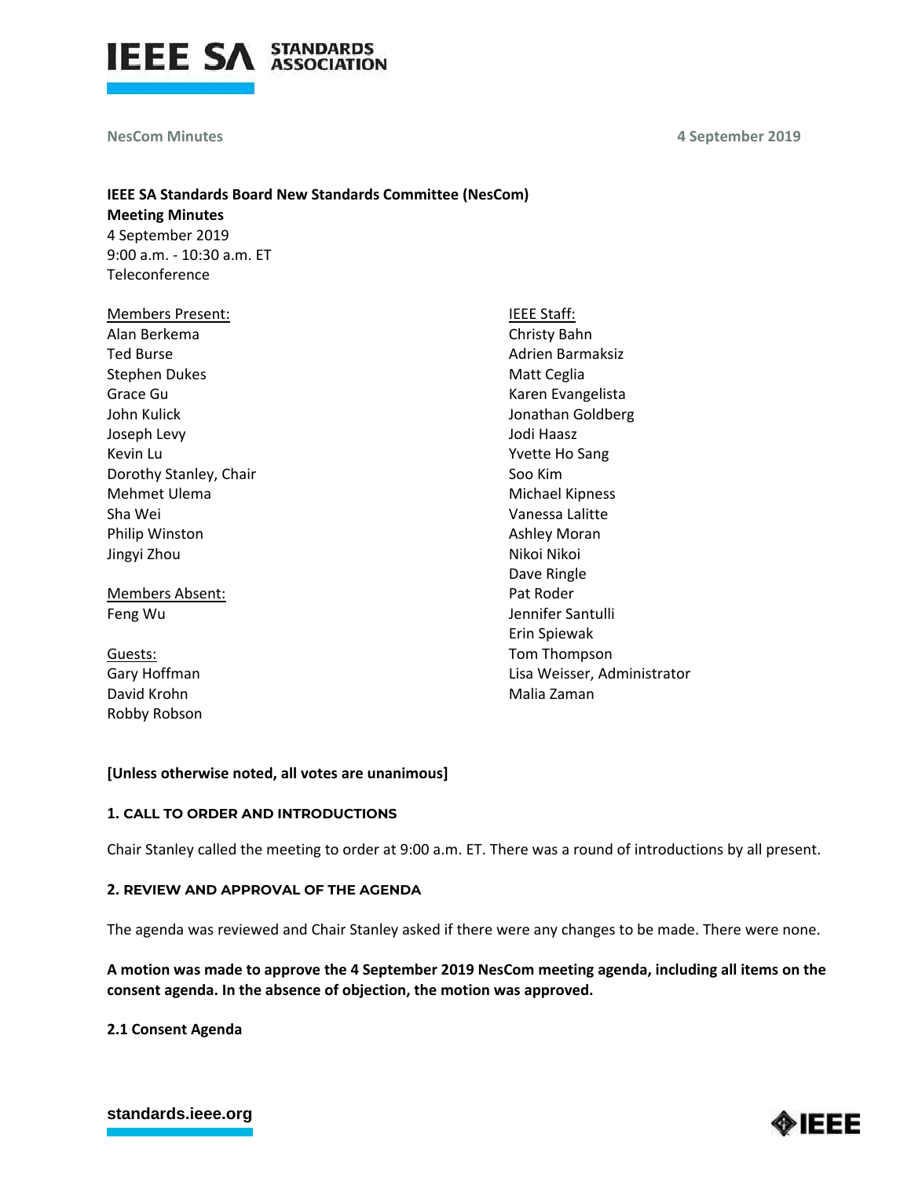**IEEE SA Standards Board New Standards Committee (NesCom)**
**Meeting Minutes**
4 September 2019
9:00 a.m. - 10:30 a.m. ET
Teleconference

Members Present:
Alan Berkema
Ted Burse
Stephen Dukes
Grace Gu
John Kulick
Joseph Levy
Kevin Lu
Dorothy Stanley, Chair
Mehmet Ulema
Sha Wei
Philip Winston
Jingyi Zhou

Members Absent:
Feng Wu

Guests:
Gary Hoffman
David Krohn
Robby Robson

IEEE Staff:
Christy Bahn
Adrien Barmaksiz
Matt Ceglia
Karen Evangelista
Jonathan Goldberg
Jodi Haasz
Yvette Ho Sang
Soo Kim
Michael Kipness
Vanessa Lalitte
Ashley Moran
Nikoi Nikoi
Dave Ringle
Pat Roder
Jennifer Santulli
Erin Spiewak
Tom Thompson
Lisa Weisser, Administrator
Malia Zaman

**[Unless otherwise noted, all votes are unanimous]**

## 1. CALL TO ORDER AND INTRODUCTIONS

Chair Stanley called the meeting to order at 9:00 a.m. ET. There was a round of introductions by all present.

## 2. REVIEW AND APPROVAL OF THE AGENDA

The agenda was reviewed and Chair Stanley asked if there were any changes to be made. There were none.

**A motion was made to approve the 4 September 2019 NesCom meeting agenda, including all items on the consent agenda. In the absence of objection, the motion was approved.**

### 2.1 Consent Agenda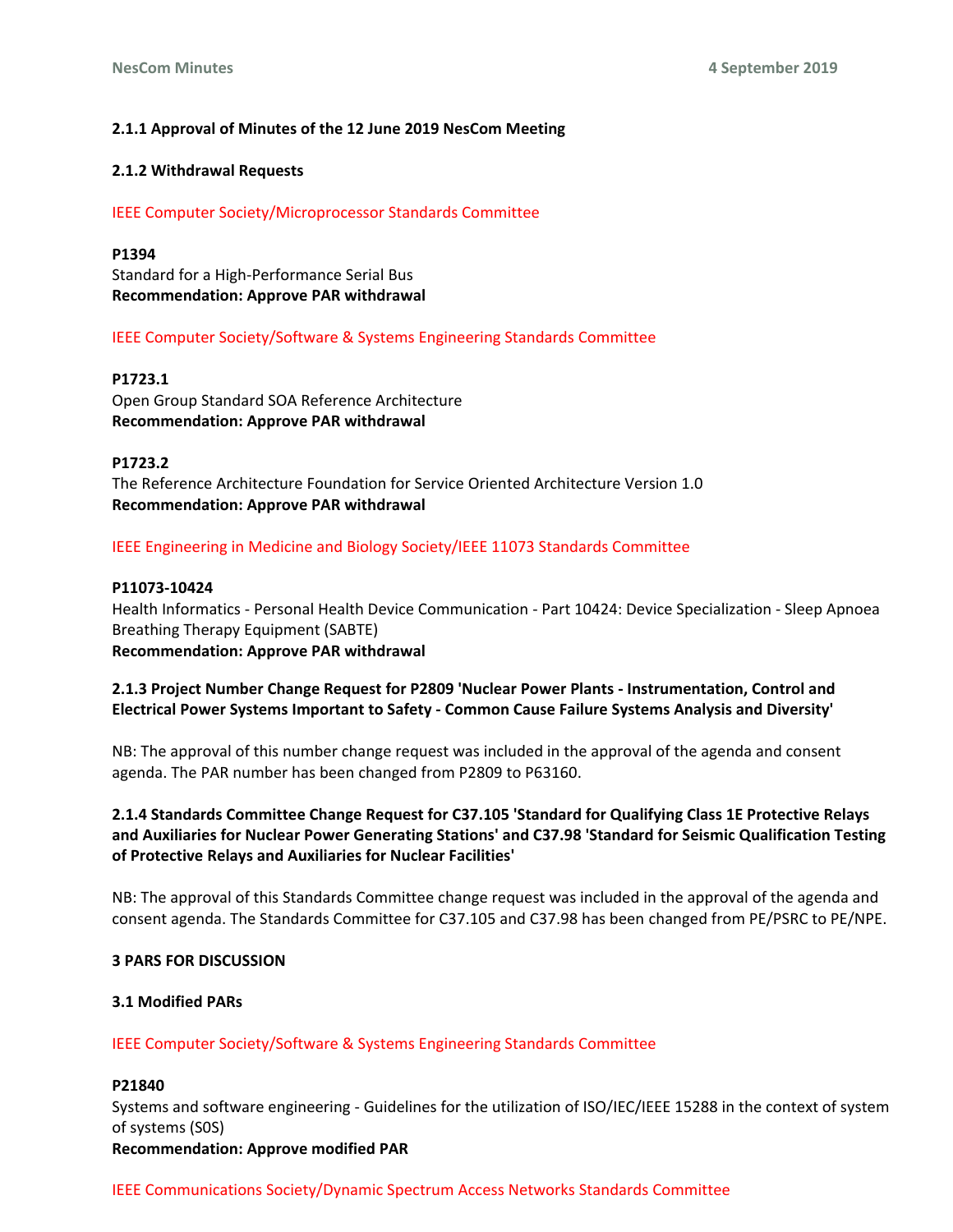**2.1.1 Approval of Minutes of the 12 June 2019 NesCom Meeting**

**2.1.2 Withdrawal Requests**

IEEE Computer Society/Microprocessor Standards Committee

**P1394**
Standard for a High-Performance Serial Bus
**Recommendation: Approve PAR withdrawal**

IEEE Computer Society/Software & Systems Engineering Standards Committee

**P1723.1**
Open Group Standard SOA Reference Architecture
**Recommendation: Approve PAR withdrawal**

**P1723.2**
The Reference Architecture Foundation for Service Oriented Architecture Version 1.0
**Recommendation: Approve PAR withdrawal**

IEEE Engineering in Medicine and Biology Society/IEEE 11073 Standards Committee

**P11073-10424**
Health Informatics - Personal Health Device Communication - Part 10424: Device Specialization - Sleep Apnoea Breathing Therapy Equipment (SABTE)
**Recommendation: Approve PAR withdrawal**

**2.1.3 Project Number Change Request for P2809 'Nuclear Power Plants - Instrumentation, Control and Electrical Power Systems Important to Safety - Common Cause Failure Systems Analysis and Diversity'**

NB: The approval of this number change request was included in the approval of the agenda and consent agenda. The PAR number has been changed from P2809 to P63160.

**2.1.4 Standards Committee Change Request for C37.105 'Standard for Qualifying Class 1E Protective Relays and Auxiliaries for Nuclear Power Generating Stations' and C37.98 'Standard for Seismic Qualification Testing of Protective Relays and Auxiliaries for Nuclear Facilities'**

NB: The approval of this Standards Committee change request was included in the approval of the agenda and consent agenda. The Standards Committee for C37.105 and C37.98 has been changed from PE/PSRC to PE/NPE.

**3 PARS FOR DISCUSSION**

**3.1 Modified PARs**

IEEE Computer Society/Software & Systems Engineering Standards Committee

**P21840**
Systems and software engineering - Guidelines for the utilization of ISO/IEC/IEEE 15288 in the context of system of systems (S0S)
**Recommendation: Approve modified PAR**

IEEE Communications Society/Dynamic Spectrum Access Networks Standards Committee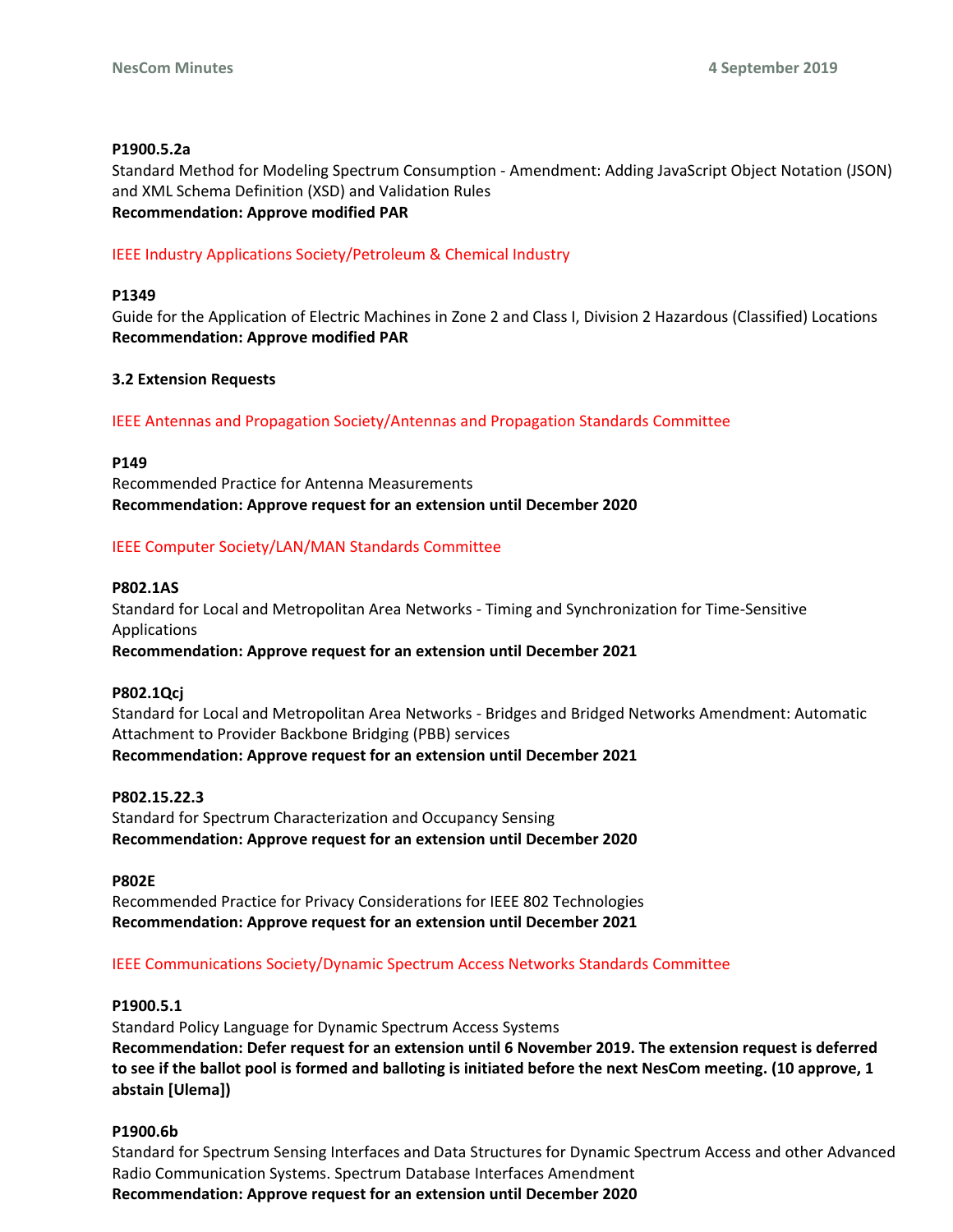**P1900.5.2a**
Standard Method for Modeling Spectrum Consumption - Amendment: Adding JavaScript Object Notation (JSON) and XML Schema Definition (XSD) and Validation Rules
**Recommendation: Approve modified PAR**

IEEE Industry Applications Society/Petroleum & Chemical Industry

**P1349**
Guide for the Application of Electric Machines in Zone 2 and Class I, Division 2 Hazardous (Classified) Locations
**Recommendation: Approve modified PAR**

**3.2 Extension Requests**

IEEE Antennas and Propagation Society/Antennas and Propagation Standards Committee

**P149**
Recommended Practice for Antenna Measurements
**Recommendation: Approve request for an extension until December 2020**

IEEE Computer Society/LAN/MAN Standards Committee

**P802.1AS**
Standard for Local and Metropolitan Area Networks - Timing and Synchronization for Time-Sensitive Applications
**Recommendation: Approve request for an extension until December 2021**

**P802.1Qcj**
Standard for Local and Metropolitan Area Networks - Bridges and Bridged Networks Amendment: Automatic Attachment to Provider Backbone Bridging (PBB) services
**Recommendation: Approve request for an extension until December 2021**

**P802.15.22.3**
Standard for Spectrum Characterization and Occupancy Sensing
**Recommendation: Approve request for an extension until December 2020**

**P802E**
Recommended Practice for Privacy Considerations for IEEE 802 Technologies
**Recommendation: Approve request for an extension until December 2021**

IEEE Communications Society/Dynamic Spectrum Access Networks Standards Committee

**P1900.5.1**
Standard Policy Language for Dynamic Spectrum Access Systems
**Recommendation: Defer request for an extension until 6 November 2019. The extension request is deferred to see if the ballot pool is formed and balloting is initiated before the next NesCom meeting. (10 approve, 1 abstain [Ulema])**

**P1900.6b**
Standard for Spectrum Sensing Interfaces and Data Structures for Dynamic Spectrum Access and other Advanced Radio Communication Systems. Spectrum Database Interfaces Amendment
**Recommendation: Approve request for an extension until December 2020**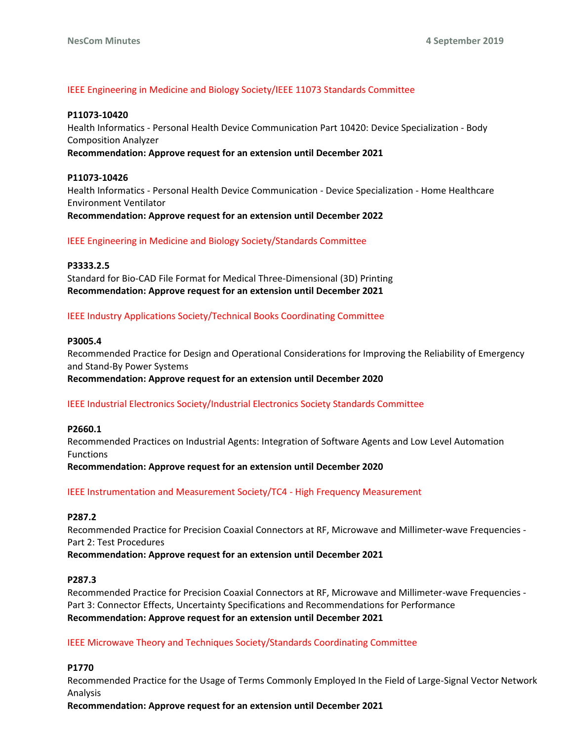### IEEE Engineering in Medicine and Biology Society/IEEE 11073 Standards Committee

**P11073-10420**
Health Informatics - Personal Health Device Communication Part 10420: Device Specialization - Body Composition Analyzer
**Recommendation: Approve request for an extension until December 2021**

**P11073-10426**
Health Informatics - Personal Health Device Communication - Device Specialization - Home Healthcare Environment Ventilator
**Recommendation: Approve request for an extension until December 2022**

### IEEE Engineering in Medicine and Biology Society/Standards Committee

**P3333.2.5**
Standard for Bio-CAD File Format for Medical Three-Dimensional (3D) Printing
**Recommendation: Approve request for an extension until December 2021**

### IEEE Industry Applications Society/Technical Books Coordinating Committee

**P3005.4**
Recommended Practice for Design and Operational Considerations for Improving the Reliability of Emergency and Stand-By Power Systems
**Recommendation: Approve request for an extension until December 2020**

### IEEE Industrial Electronics Society/Industrial Electronics Society Standards Committee

**P2660.1**
Recommended Practices on Industrial Agents: Integration of Software Agents and Low Level Automation Functions
**Recommendation: Approve request for an extension until December 2020**

### IEEE Instrumentation and Measurement Society/TC4 - High Frequency Measurement

**P287.2**
Recommended Practice for Precision Coaxial Connectors at RF, Microwave and Millimeter-wave Frequencies - Part 2: Test Procedures
**Recommendation: Approve request for an extension until December 2021**

**P287.3**
Recommended Practice for Precision Coaxial Connectors at RF, Microwave and Millimeter-wave Frequencies - Part 3: Connector Effects, Uncertainty Specifications and Recommendations for Performance
**Recommendation: Approve request for an extension until December 2021**

### IEEE Microwave Theory and Techniques Society/Standards Coordinating Committee

**P1770**
Recommended Practice for the Usage of Terms Commonly Employed In the Field of Large-Signal Vector Network Analysis
**Recommendation: Approve request for an extension until December 2021**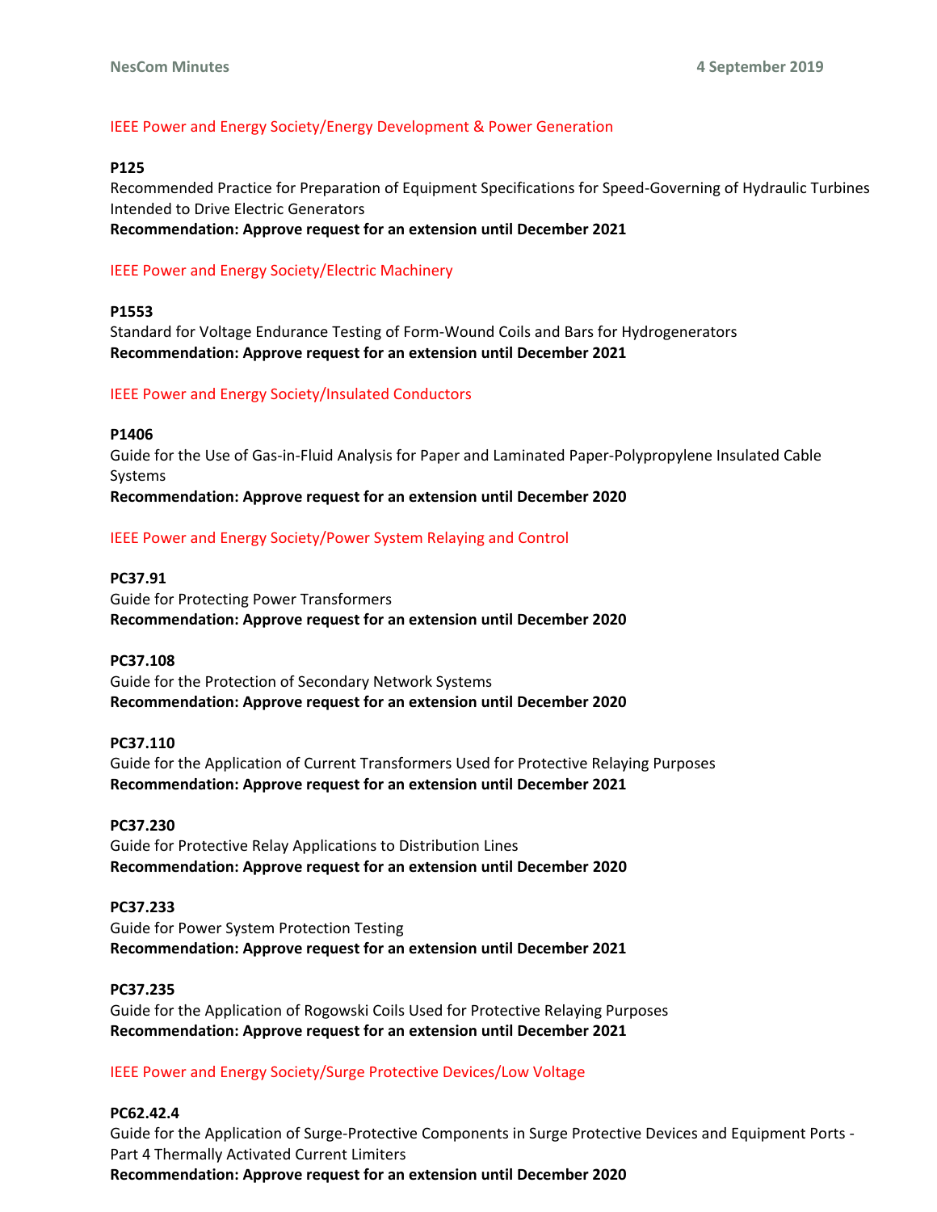### IEEE Power and Energy Society/Energy Development & Power Generation

**P125**
Recommended Practice for Preparation of Equipment Specifications for Speed-Governing of Hydraulic Turbines Intended to Drive Electric Generators
**Recommendation: Approve request for an extension until December 2021**

### IEEE Power and Energy Society/Electric Machinery

**P1553**
Standard for Voltage Endurance Testing of Form-Wound Coils and Bars for Hydrogenerators
**Recommendation: Approve request for an extension until December 2021**

### IEEE Power and Energy Society/Insulated Conductors

**P1406**
Guide for the Use of Gas-in-Fluid Analysis for Paper and Laminated Paper-Polypropylene Insulated Cable Systems
**Recommendation: Approve request for an extension until December 2020**

### IEEE Power and Energy Society/Power System Relaying and Control

**PC37.91**
Guide for Protecting Power Transformers
**Recommendation: Approve request for an extension until December 2020**

**PC37.108**
Guide for the Protection of Secondary Network Systems
**Recommendation: Approve request for an extension until December 2020**

**PC37.110**
Guide for the Application of Current Transformers Used for Protective Relaying Purposes
**Recommendation: Approve request for an extension until December 2021**

**PC37.230**
Guide for Protective Relay Applications to Distribution Lines
**Recommendation: Approve request for an extension until December 2020**

**PC37.233**
Guide for Power System Protection Testing
**Recommendation: Approve request for an extension until December 2021**

**PC37.235**
Guide for the Application of Rogowski Coils Used for Protective Relaying Purposes
**Recommendation: Approve request for an extension until December 2021**

### IEEE Power and Energy Society/Surge Protective Devices/Low Voltage

**PC62.42.4**
Guide for the Application of Surge-Protective Components in Surge Protective Devices and Equipment Ports - Part 4 Thermally Activated Current Limiters
**Recommendation: Approve request for an extension until December 2020**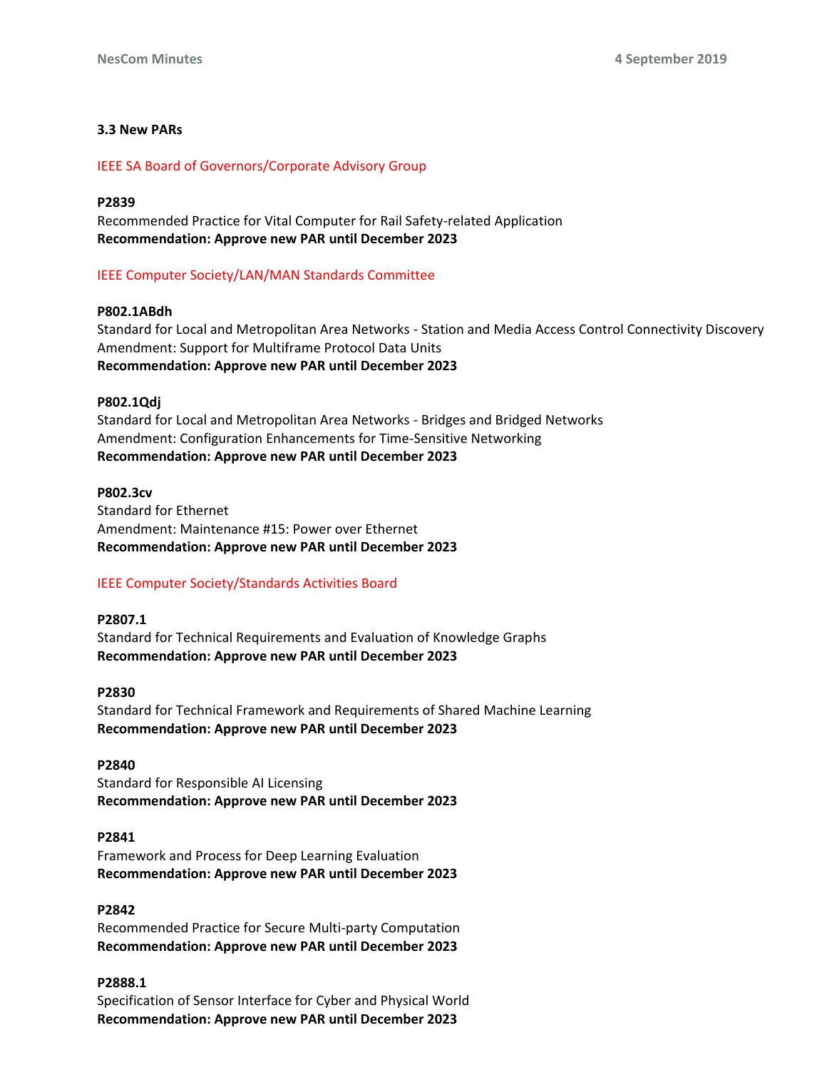### 3.3 New PARs

IEEE SA Board of Governors/Corporate Advisory Group

**P2839**
Recommended Practice for Vital Computer for Rail Safety-related Application
**Recommendation: Approve new PAR until December 2023**

IEEE Computer Society/LAN/MAN Standards Committee

**P802.1ABdh**
Standard for Local and Metropolitan Area Networks - Station and Media Access Control Connectivity Discovery Amendment: Support for Multiframe Protocol Data Units
**Recommendation: Approve new PAR until December 2023**

**P802.1Qdj**
Standard for Local and Metropolitan Area Networks - Bridges and Bridged Networks
Amendment: Configuration Enhancements for Time-Sensitive Networking
**Recommendation: Approve new PAR until December 2023**

**P802.3cv**
Standard for Ethernet
Amendment: Maintenance #15: Power over Ethernet
**Recommendation: Approve new PAR until December 2023**

IEEE Computer Society/Standards Activities Board

**P2807.1**
Standard for Technical Requirements and Evaluation of Knowledge Graphs
**Recommendation: Approve new PAR until December 2023**

**P2830**
Standard for Technical Framework and Requirements of Shared Machine Learning
**Recommendation: Approve new PAR until December 2023**

**P2840**
Standard for Responsible AI Licensing
**Recommendation: Approve new PAR until December 2023**

**P2841**
Framework and Process for Deep Learning Evaluation
**Recommendation: Approve new PAR until December 2023**

**P2842**
Recommended Practice for Secure Multi-party Computation
**Recommendation: Approve new PAR until December 2023**

**P2888.1**
Specification of Sensor Interface for Cyber and Physical World
**Recommendation: Approve new PAR until December 2023**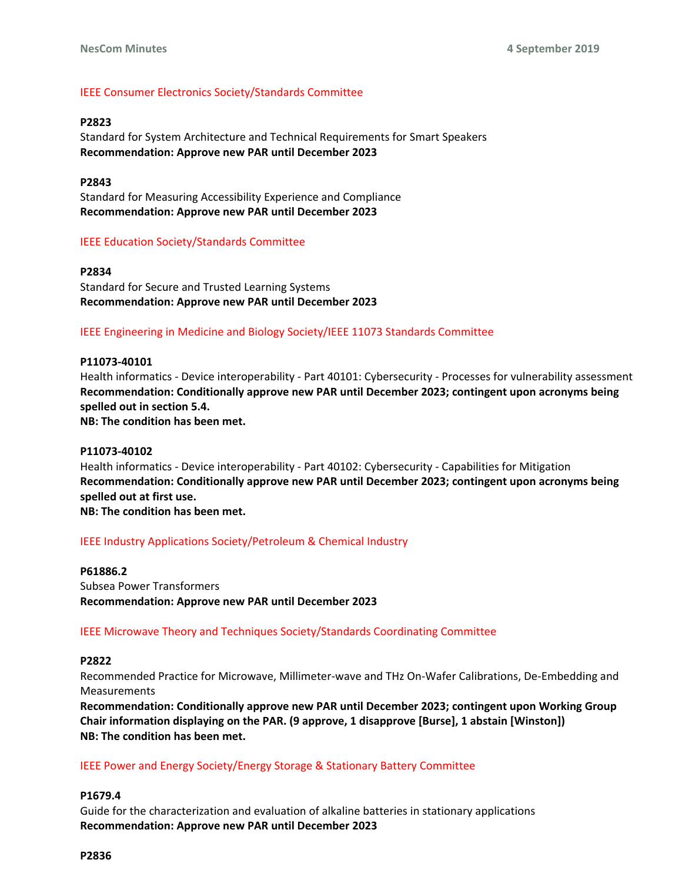### IEEE Consumer Electronics Society/Standards Committee

**P2823**
Standard for System Architecture and Technical Requirements for Smart Speakers
**Recommendation: Approve new PAR until December 2023**

**P2843**
Standard for Measuring Accessibility Experience and Compliance
**Recommendation: Approve new PAR until December 2023**

### IEEE Education Society/Standards Committee

**P2834**
Standard for Secure and Trusted Learning Systems
**Recommendation: Approve new PAR until December 2023**

### IEEE Engineering in Medicine and Biology Society/IEEE 11073 Standards Committee

**P11073-40101**
Health informatics - Device interoperability - Part 40101: Cybersecurity - Processes for vulnerability assessment
**Recommendation: Conditionally approve new PAR until December 2023; contingent upon acronyms being spelled out in section 5.4.**
**NB: The condition has been met.**

**P11073-40102**
Health informatics - Device interoperability - Part 40102: Cybersecurity - Capabilities for Mitigation
**Recommendation: Conditionally approve new PAR until December 2023; contingent upon acronyms being spelled out at first use.**
**NB: The condition has been met.**

### IEEE Industry Applications Society/Petroleum & Chemical Industry

**P61886.2**
Subsea Power Transformers
**Recommendation: Approve new PAR until December 2023**

### IEEE Microwave Theory and Techniques Society/Standards Coordinating Committee

**P2822**
Recommended Practice for Microwave, Millimeter-wave and THz On-Wafer Calibrations, De-Embedding and Measurements
**Recommendation: Conditionally approve new PAR until December 2023; contingent upon Working Group Chair information displaying on the PAR. (9 approve, 1 disapprove [Burse], 1 abstain [Winston])**
**NB: The condition has been met.**

### IEEE Power and Energy Society/Energy Storage & Stationary Battery Committee

**P1679.4**
Guide for the characterization and evaluation of alkaline batteries in stationary applications
**Recommendation: Approve new PAR until December 2023**

**P2836**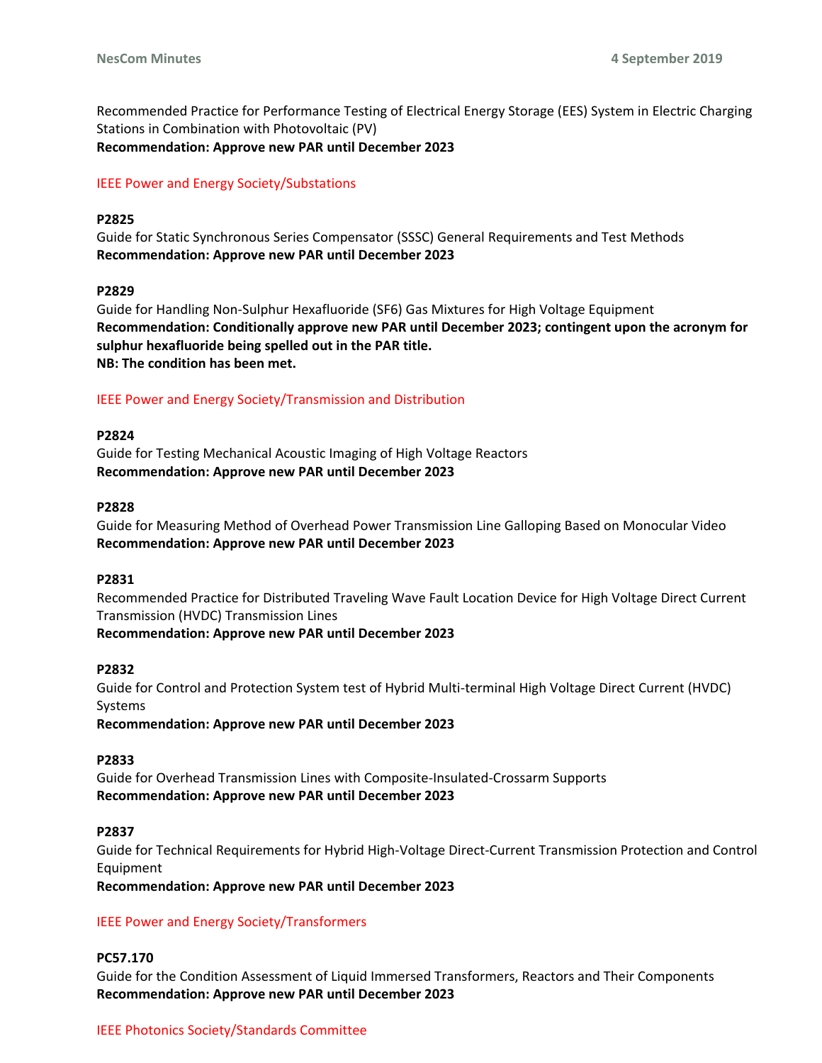Recommended Practice for Performance Testing of Electrical Energy Storage (EES) System in Electric Charging Stations in Combination with Photovoltaic (PV)
**Recommendation: Approve new PAR until December 2023**

### IEEE Power and Energy Society/Substations

**P2825**
Guide for Static Synchronous Series Compensator (SSSC) General Requirements and Test Methods
**Recommendation: Approve new PAR until December 2023**

**P2829**
Guide for Handling Non-Sulphur Hexafluoride (SF6) Gas Mixtures for High Voltage Equipment
**Recommendation: Conditionally approve new PAR until December 2023; contingent upon the acronym for sulphur hexafluoride being spelled out in the PAR title.**
**NB: The condition has been met.**

### IEEE Power and Energy Society/Transmission and Distribution

**P2824**
Guide for Testing Mechanical Acoustic Imaging of High Voltage Reactors
**Recommendation: Approve new PAR until December 2023**

**P2828**
Guide for Measuring Method of Overhead Power Transmission Line Galloping Based on Monocular Video
**Recommendation: Approve new PAR until December 2023**

**P2831**
Recommended Practice for Distributed Traveling Wave Fault Location Device for High Voltage Direct Current Transmission (HVDC) Transmission Lines
**Recommendation: Approve new PAR until December 2023**

**P2832**
Guide for Control and Protection System test of Hybrid Multi-terminal High Voltage Direct Current (HVDC) Systems
**Recommendation: Approve new PAR until December 2023**

**P2833**
Guide for Overhead Transmission Lines with Composite-Insulated-Crossarm Supports
**Recommendation: Approve new PAR until December 2023**

**P2837**
Guide for Technical Requirements for Hybrid High-Voltage Direct-Current Transmission Protection and Control Equipment
**Recommendation: Approve new PAR until December 2023**

### IEEE Power and Energy Society/Transformers

**PC57.170**
Guide for the Condition Assessment of Liquid Immersed Transformers, Reactors and Their Components
**Recommendation: Approve new PAR until December 2023**

### IEEE Photonics Society/Standards Committee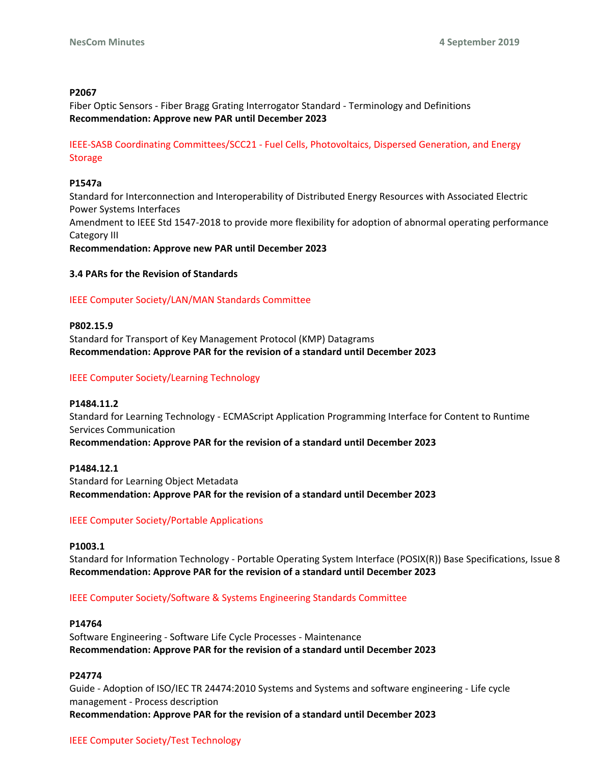**P2067**
Fiber Optic Sensors - Fiber Bragg Grating Interrogator Standard - Terminology and Definitions
**Recommendation: Approve new PAR until December 2023**

IEEE-SASB Coordinating Committees/SCC21 - Fuel Cells, Photovoltaics, Dispersed Generation, and Energy Storage

**P1547a**
Standard for Interconnection and Interoperability of Distributed Energy Resources with Associated Electric Power Systems Interfaces
Amendment to IEEE Std 1547-2018 to provide more flexibility for adoption of abnormal operating performance Category III
**Recommendation: Approve new PAR until December 2023**

**3.4 PARs for the Revision of Standards**

IEEE Computer Society/LAN/MAN Standards Committee

**P802.15.9**
Standard for Transport of Key Management Protocol (KMP) Datagrams
**Recommendation: Approve PAR for the revision of a standard until December 2023**

IEEE Computer Society/Learning Technology

**P1484.11.2**
Standard for Learning Technology - ECMAScript Application Programming Interface for Content to Runtime Services Communication
**Recommendation: Approve PAR for the revision of a standard until December 2023**

**P1484.12.1**
Standard for Learning Object Metadata
**Recommendation: Approve PAR for the revision of a standard until December 2023**

IEEE Computer Society/Portable Applications

**P1003.1**
Standard for Information Technology - Portable Operating System Interface (POSIX(R)) Base Specifications, Issue 8
**Recommendation: Approve PAR for the revision of a standard until December 2023**

IEEE Computer Society/Software & Systems Engineering Standards Committee

**P14764**
Software Engineering - Software Life Cycle Processes - Maintenance
**Recommendation: Approve PAR for the revision of a standard until December 2023**

**P24774**
Guide - Adoption of ISO/IEC TR 24474:2010 Systems and Systems and software engineering - Life cycle management - Process description
**Recommendation: Approve PAR for the revision of a standard until December 2023**

IEEE Computer Society/Test Technology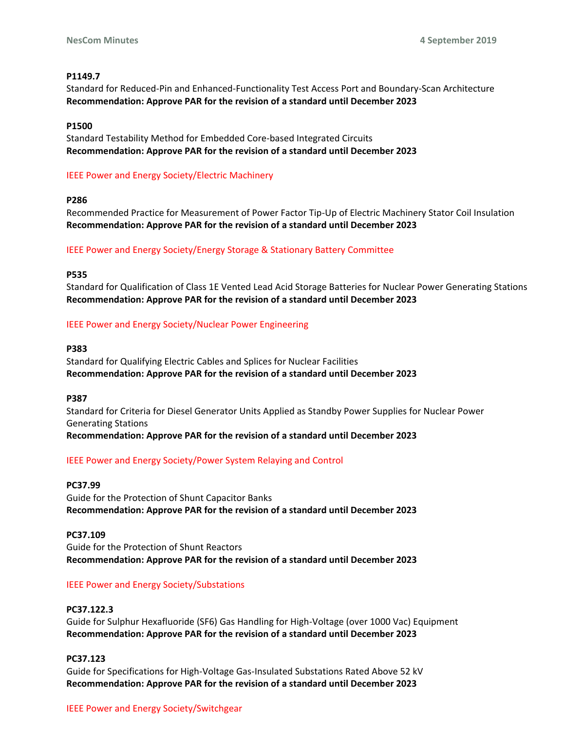**P1149.7**
Standard for Reduced-Pin and Enhanced-Functionality Test Access Port and Boundary-Scan Architecture
**Recommendation: Approve PAR for the revision of a standard until December 2023**

**P1500**
Standard Testability Method for Embedded Core-based Integrated Circuits
**Recommendation: Approve PAR for the revision of a standard until December 2023**

IEEE Power and Energy Society/Electric Machinery

**P286**
Recommended Practice for Measurement of Power Factor Tip-Up of Electric Machinery Stator Coil Insulation
**Recommendation: Approve PAR for the revision of a standard until December 2023**

IEEE Power and Energy Society/Energy Storage & Stationary Battery Committee

**P535**
Standard for Qualification of Class 1E Vented Lead Acid Storage Batteries for Nuclear Power Generating Stations
**Recommendation: Approve PAR for the revision of a standard until December 2023**

IEEE Power and Energy Society/Nuclear Power Engineering

**P383**
Standard for Qualifying Electric Cables and Splices for Nuclear Facilities
**Recommendation: Approve PAR for the revision of a standard until December 2023**

**P387**
Standard for Criteria for Diesel Generator Units Applied as Standby Power Supplies for Nuclear Power Generating Stations
**Recommendation: Approve PAR for the revision of a standard until December 2023**

IEEE Power and Energy Society/Power System Relaying and Control

**PC37.99**
Guide for the Protection of Shunt Capacitor Banks
**Recommendation: Approve PAR for the revision of a standard until December 2023**

**PC37.109**
Guide for the Protection of Shunt Reactors
**Recommendation: Approve PAR for the revision of a standard until December 2023**

IEEE Power and Energy Society/Substations

**PC37.122.3**
Guide for Sulphur Hexafluoride ($SF_6$) Gas Handling for High-Voltage (over 1000 Vac) Equipment
**Recommendation: Approve PAR for the revision of a standard until December 2023**

**PC37.123**
Guide for Specifications for High-Voltage Gas-Insulated Substations Rated Above 52 kV
**Recommendation: Approve PAR for the revision of a standard until December 2023**

IEEE Power and Energy Society/Switchgear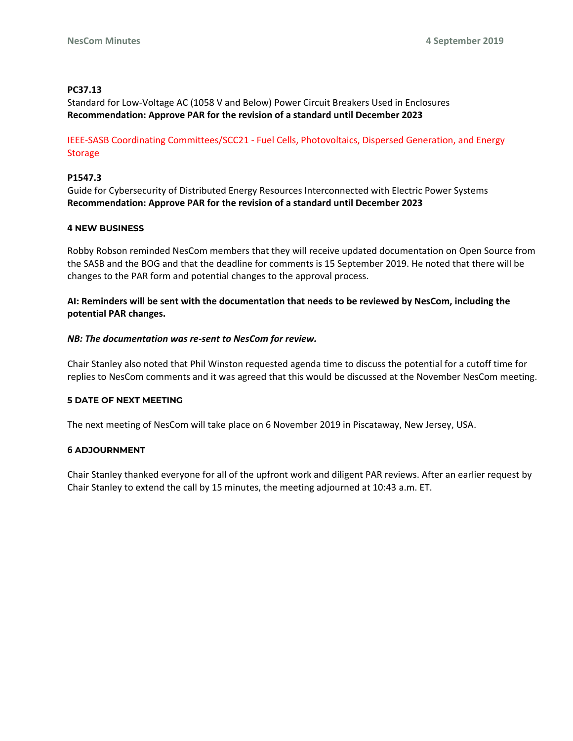**PC37.13**
Standard for Low-Voltage AC (1058 V and Below) Power Circuit Breakers Used in Enclosures
**Recommendation: Approve PAR for the revision of a standard until December 2023**

IEEE-SASB Coordinating Committees/SCC21 - Fuel Cells, Photovoltaics, Dispersed Generation, and Energy Storage

**P1547.3**
Guide for Cybersecurity of Distributed Energy Resources Interconnected with Electric Power Systems
**Recommendation: Approve PAR for the revision of a standard until December 2023**

## 4 NEW BUSINESS

Robby Robson reminded NesCom members that they will receive updated documentation on Open Source from the SASB and the BOG and that the deadline for comments is 15 September 2019. He noted that there will be changes to the PAR form and potential changes to the approval process.

**AI: Reminders will be sent with the documentation that needs to be reviewed by NesCom, including the potential PAR changes.**

***NB: The documentation was re-sent to NesCom for review.***

Chair Stanley also noted that Phil Winston requested agenda time to discuss the potential for a cutoff time for replies to NesCom comments and it was agreed that this would be discussed at the November NesCom meeting.

## 5 DATE OF NEXT MEETING

The next meeting of NesCom will take place on 6 November 2019 in Piscataway, New Jersey, USA.

## 6 ADJOURNMENT

Chair Stanley thanked everyone for all of the upfront work and diligent PAR reviews. After an earlier request by Chair Stanley to extend the call by 15 minutes, the meeting adjourned at 10:43 a.m. ET.